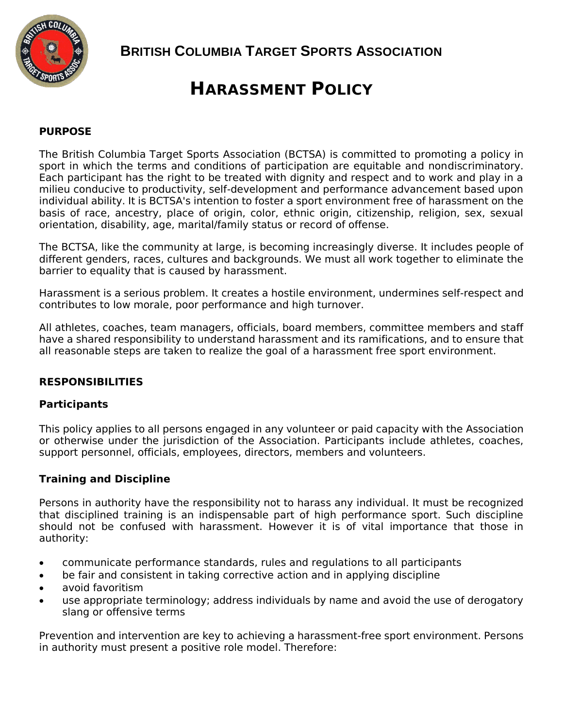## BRITISH COLUMBIA TARGET SPORTS ASSOCIATION

# HARASSMENT POLICY

### PURPOSE

The British Columbia Target Sports Association (BCTSA) is committed to promoting a policy in sport in which the terms and conditions of participation are equitable and nondiscriminatory. Each participant has the right to be treated with dignity and respect and to work and play in a milieu conducive to productivity, self-development and performance advancement based upon individual ability. It is BCTSA's intention to foster a sport environment free of harassment on the basis of race, ancestry, place of origin, color, ethnic origin, citizenship, religion, sex, sexual orientation, disability, age, marital/family status or record of offense.

The BCTSA, like the community at large, is becoming increasingly diverse. It includes people of different genders, races, cultures and backgrounds. We must all work together to eliminate the barrier to equality that is caused by harassment.

Harassment is a serious problem. It creates a hostile environment, undermines self-respect and contributes to low morale, poor performance and high turnover.

All athletes, coaches, team managers, officials, board members, committee members and staff have a shared responsibility to understand harassment and its ramifications, and to ensure that all reasonable steps are taken to realize the goal of a harassment free sport environment.

### RESPONSIBILITIES

#### Participants

This policy applies to all persons engaged in any volunteer or paid capacity with the Association or otherwise under the jurisdiction of the Association. Participants include athletes, coaches, support personnel, officials, employees, directors, members and volunteers.

#### Training and Discipline

Persons in authority have the responsibility not to harass any individual. It must be recognized that disciplined training is an indispensable part of high performance sport. Such discipline should not be confused with harassment. However it is of vital importance that those in authority:

- communicate performance standards, rules and regulations to all participants
- be fair and consistent in taking corrective action and in applying discipline
- avoid favoritism
- use appropriate terminology; address individuals by name and avoid the use of derogatory slang or offensive terms

Prevention and intervention are key to achieving a harassment-free sport environment. Persons in authority must present a positive role model. Therefore: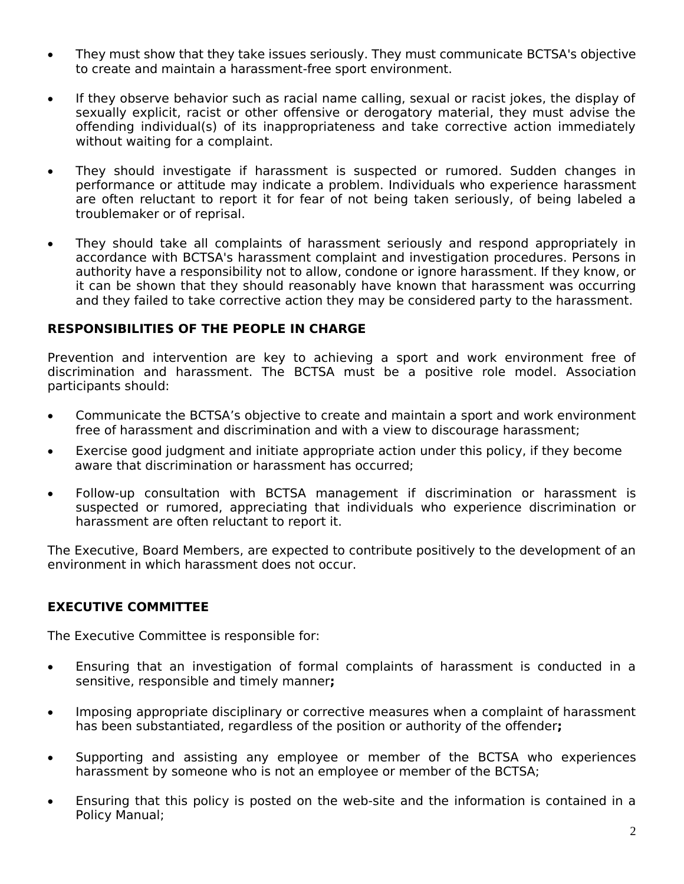- They must show that they take issues seriously. They must communicate BCTSA's objective to create and maintain a harassment-free sport environment.

- If they observe behavior such as racial name calling, sexual or racist jokes, the display of sexually explicit, racist or other offensive or derogatory material, they must advise the offending individual(s) of its inappropriateness and take corrective action immediately without waiting for a complaint.

- They should investigate if harassment is suspected or rumored. Sudden changes in performance or attitude may indicate a problem. Individuals who experience harassment are often reluctant to report it for fear of not being taken seriously, of being labeled a troublemaker or of reprisal.

- They should take all complaints of harassment seriously and respond appropriately in accordance with BCTSA's harassment complaint and investigation procedures. Persons in authority have a responsibility not to allow, condone or ignore harassment. If they know, or it can be shown that they should reasonably have known that harassment was occurring and they failed to take corrective action they may be considered party to the harassment.

## RESPONSIBILITIES OF THE PEOPLE IN CHARGE

Prevention and intervention are key to achieving a sport and work environment free of discrimination and harassment. The BCTSA must be a positive role model. Association participants should:

- Communicate the BCTSA's objective to create and maintain a sport and work environment free of harassment and discrimination and with a view to discourage harassment;

- Exercise good judgment and initiate appropriate action under this policy, if they become aware that discrimination or harassment has occurred;

- Follow-up consultation with BCTSA management if discrimination or harassment is suspected or rumored, appreciating that individuals who experience discrimination or harassment are often reluctant to report it.

The Executive, Board Members, are expected to contribute positively to the development of an environment in which harassment does not occur.

## EXECUTIVE COMMITTEE

The Executive Committee is responsible for:

- Ensuring that an investigation of formal complaints of harassment is conducted in a sensitive, responsible and timely manner**;**

- Imposing appropriate disciplinary or corrective measures when a complaint of harassment has been substantiated, regardless of the position or authority of the offender**;**

- Supporting and assisting any employee or member of the BCTSA who experiences harassment by someone who is not an employee or member of the BCTSA;

- Ensuring that this policy is posted on the web-site and the information is contained in a Policy Manual;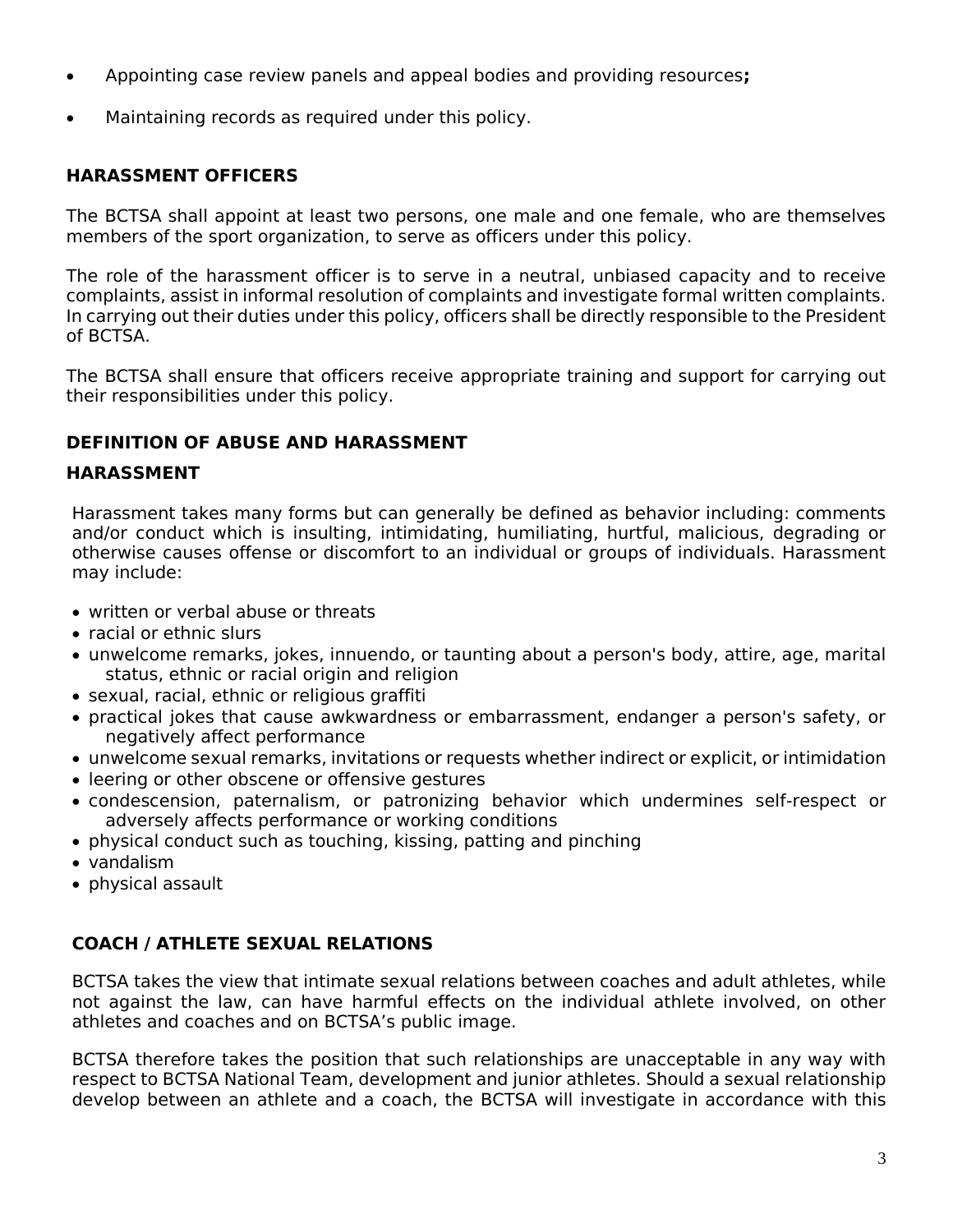- Appointing case review panels and appeal bodies and providing resources**;**
- Maintaining records as required under this policy.

## HARASSMENT OFFICERS

The BCTSA shall appoint at least two persons, one male and one female, who are themselves members of the sport organization, to serve as officers under this policy.

The role of the harassment officer is to serve in a neutral, unbiased capacity and to receive complaints, assist in informal resolution of complaints and investigate formal written complaints. In carrying out their duties under this policy, officers shall be directly responsible to the President of BCTSA.

The BCTSA shall ensure that officers receive appropriate training and support for carrying out their responsibilities under this policy.

## DEFINITION OF ABUSE AND HARASSMENT

### HARASSMENT

Harassment takes many forms but can generally be defined as behavior including: comments and/or conduct which is insulting, intimidating, humiliating, hurtful, malicious, degrading or otherwise causes offense or discomfort to an individual or groups of individuals. Harassment may include:

- written or verbal abuse or threats
- racial or ethnic slurs
- unwelcome remarks, jokes, innuendo, or taunting about a person's body, attire, age, marital status, ethnic or racial origin and religion
- sexual, racial, ethnic or religious graffiti
- practical jokes that cause awkwardness or embarrassment, endanger a person's safety, or negatively affect performance
- unwelcome sexual remarks, invitations or requests whether indirect or explicit, or intimidation
- leering or other obscene or offensive gestures
- condescension, paternalism, or patronizing behavior which undermines self-respect or adversely affects performance or working conditions
- physical conduct such as touching, kissing, patting and pinching
- vandalism
- physical assault

### COACH / ATHLETE SEXUAL RELATIONS

BCTSA takes the view that intimate sexual relations between coaches and adult athletes, while not against the law, can have harmful effects on the individual athlete involved, on other athletes and coaches and on BCTSA's public image.

BCTSA therefore takes the position that such relationships are unacceptable in any way with respect to BCTSA National Team, development and junior athletes. Should a sexual relationship develop between an athlete and a coach, the BCTSA will investigate in accordance with this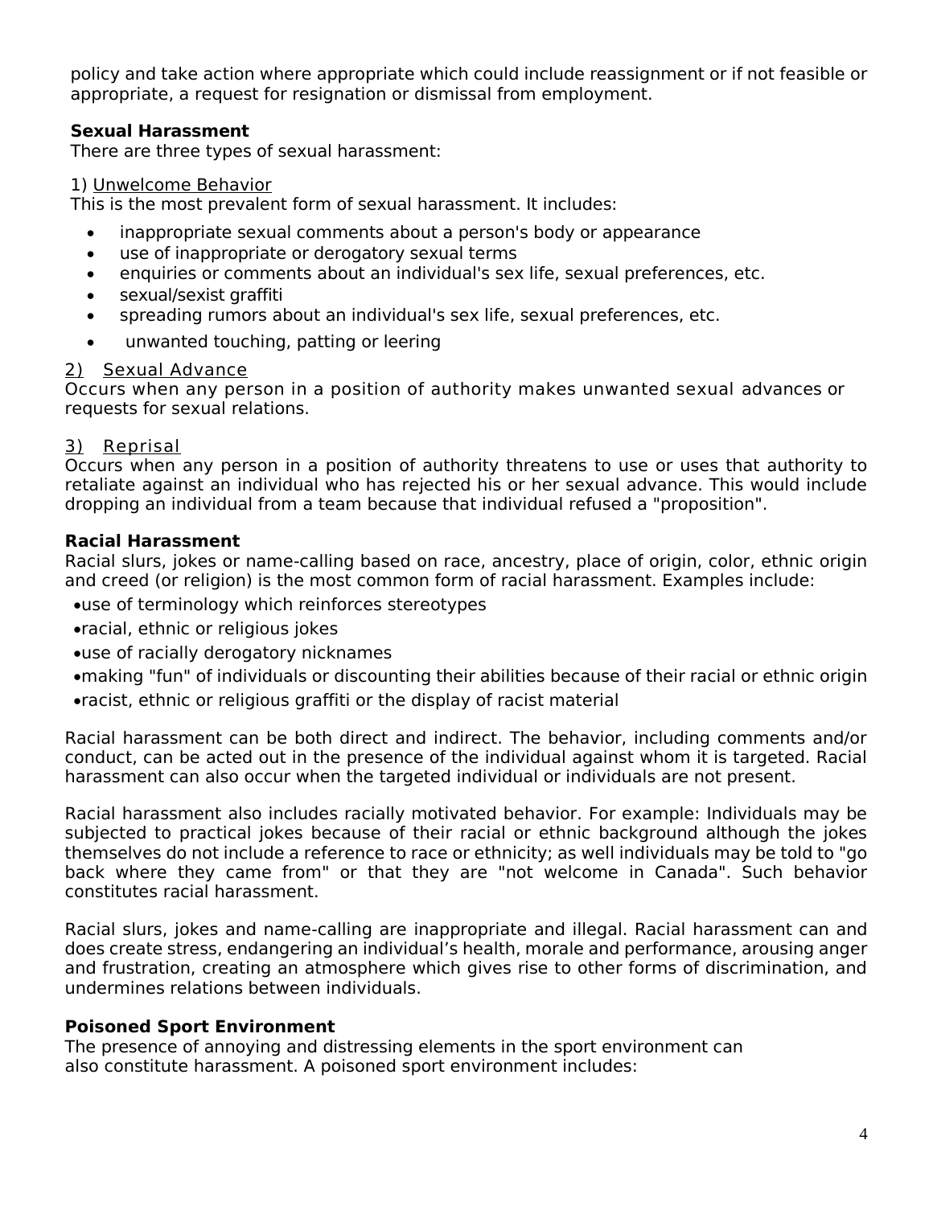policy and take action where appropriate which could include reassignment or if not feasible or appropriate, a request for resignation or dismissal from employment.

**Sexual Harassment**

There are three types of sexual harassment:

1) Unwelcome Behavior

This is the most prevalent form of sexual harassment. It includes:

- inappropriate sexual comments about a person's body or appearance
- use of inappropriate or derogatory sexual terms
- enquiries or comments about an individual's sex life, sexual preferences, etc.
- sexual/sexist graffiti
- spreading rumors about an individual's sex life, sexual preferences, etc.
- unwanted touching, patting or leering

2) Sexual Advance

Occurs when any person in a position of authority makes unwanted sexual advances or requests for sexual relations.

3) Reprisal

Occurs when any person in a position of authority threatens to use or uses that authority to retaliate against an individual who has rejected his or her sexual advance. This would include dropping an individual from a team because that individual refused a "proposition".

**Racial Harassment**

Racial slurs, jokes or name-calling based on race, ancestry, place of origin, color, ethnic origin and creed (or religion) is the most common form of racial harassment. Examples include:

- use of terminology which reinforces stereotypes
- racial, ethnic or religious jokes
- use of racially derogatory nicknames
- making "fun" of individuals or discounting their abilities because of their racial or ethnic origin
- racist, ethnic or religious graffiti or the display of racist material

Racial harassment can be both direct and indirect. The behavior, including comments and/or conduct, can be acted out in the presence of the individual against whom it is targeted. Racial harassment can also occur when the targeted individual or individuals are not present.

Racial harassment also includes racially motivated behavior. For example: Individuals may be subjected to practical jokes because of their racial or ethnic background although the jokes themselves do not include a reference to race or ethnicity; as well individuals may be told to "go back where they came from" or that they are "not welcome in Canada". Such behavior constitutes racial harassment.

Racial slurs, jokes and name-calling are inappropriate and illegal. Racial harassment can and does create stress, endangering an individual's health, morale and performance, arousing anger and frustration, creating an atmosphere which gives rise to other forms of discrimination, and undermines relations between individuals.

**Poisoned Sport Environment**

The presence of annoying and distressing elements in the sport environment can also constitute harassment. A poisoned sport environment includes: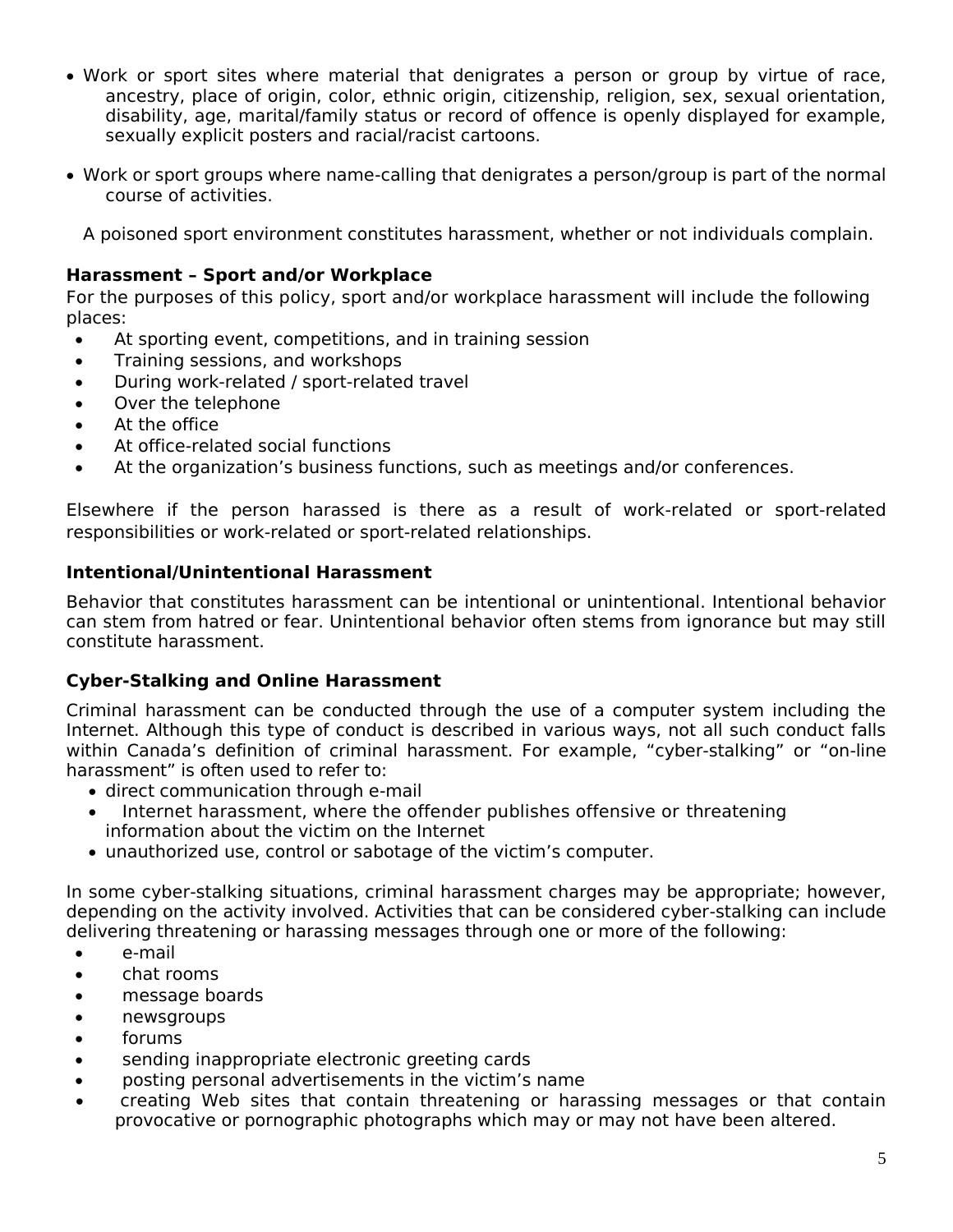- Work or sport sites where material that denigrates a person or group by virtue of race, ancestry, place of origin, color, ethnic origin, citizenship, religion, sex, sexual orientation, disability, age, marital/family status or record of offence is openly displayed for example, sexually explicit posters and racial/racist cartoons.

- Work or sport groups where name-calling that denigrates a person/group is part of the normal course of activities.

A poisoned sport environment constitutes harassment, whether or not individuals complain.

**Harassment – Sport and/or Workplace**

For the purposes of this policy, sport and/or workplace harassment will include the following places:

- At sporting event, competitions, and in training session
- Training sessions, and workshops
- During work-related / sport-related travel
- Over the telephone
- At the office
- At office-related social functions
- At the organization's business functions, such as meetings and/or conferences.

Elsewhere if the person harassed is there as a result of work-related or sport-related responsibilities or work-related or sport-related relationships.

**Intentional/Unintentional Harassment**

Behavior that constitutes harassment can be intentional or unintentional. Intentional behavior can stem from hatred or fear. Unintentional behavior often stems from ignorance but may still constitute harassment.

**Cyber-Stalking and Online Harassment**

Criminal harassment can be conducted through the use of a computer system including the Internet. Although this type of conduct is described in various ways, not all such conduct falls within Canada's definition of criminal harassment. For example, "cyber-stalking" or "on-line harassment" is often used to refer to:

- direct communication through e-mail
- Internet harassment, where the offender publishes offensive or threatening information about the victim on the Internet
- unauthorized use, control or sabotage of the victim's computer.

In some cyber-stalking situations, criminal harassment charges may be appropriate; however, depending on the activity involved. Activities that can be considered cyber-stalking can include delivering threatening or harassing messages through one or more of the following:

- e-mail
- chat rooms
- message boards
- newsgroups
- forums
- sending inappropriate electronic greeting cards
- posting personal advertisements in the victim's name
- creating Web sites that contain threatening or harassing messages or that contain provocative or pornographic photographs which may or may not have been altered.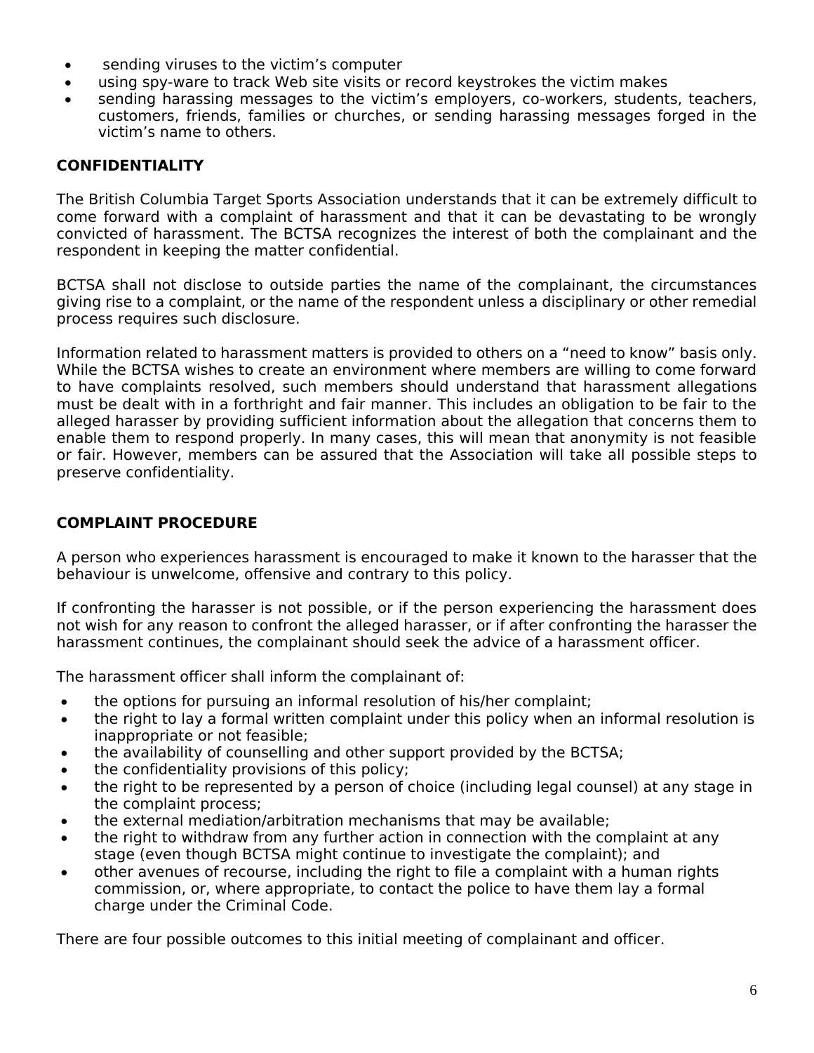- sending viruses to the victim's computer
- using spy-ware to track Web site visits or record keystrokes the victim makes
- sending harassing messages to the victim's employers, co-workers, students, teachers, customers, friends, families or churches, or sending harassing messages forged in the victim's name to others.

## CONFIDENTIALITY

The British Columbia Target Sports Association understands that it can be extremely difficult to come forward with a complaint of harassment and that it can be devastating to be wrongly convicted of harassment. The BCTSA recognizes the interest of both the complainant and the respondent in keeping the matter confidential.

BCTSA shall not disclose to outside parties the name of the complainant, the circumstances giving rise to a complaint, or the name of the respondent unless a disciplinary or other remedial process requires such disclosure.

Information related to harassment matters is provided to others on a "need to know" basis only. While the BCTSA wishes to create an environment where members are willing to come forward to have complaints resolved, such members should understand that harassment allegations must be dealt with in a forthright and fair manner. This includes an obligation to be fair to the alleged harasser by providing sufficient information about the allegation that concerns them to enable them to respond properly. In many cases, this will mean that anonymity is not feasible or fair. However, members can be assured that the Association will take all possible steps to preserve confidentiality.

## COMPLAINT PROCEDURE

A person who experiences harassment is encouraged to make it known to the harasser that the behaviour is unwelcome, offensive and contrary to this policy.

If confronting the harasser is not possible, or if the person experiencing the harassment does not wish for any reason to confront the alleged harasser, or if after confronting the harasser the harassment continues, the complainant should seek the advice of a harassment officer.

The harassment officer shall inform the complainant of:

- the options for pursuing an informal resolution of his/her complaint;
- the right to lay a formal written complaint under this policy when an informal resolution is inappropriate or not feasible;
- the availability of counselling and other support provided by the BCTSA;
- the confidentiality provisions of this policy;
- the right to be represented by a person of choice (including legal counsel) at any stage in the complaint process;
- the external mediation/arbitration mechanisms that may be available;
- the right to withdraw from any further action in connection with the complaint at any stage (even though BCTSA might continue to investigate the complaint); and
- other avenues of recourse, including the right to file a complaint with a human rights commission, or, where appropriate, to contact the police to have them lay a formal charge under the Criminal Code.

There are four possible outcomes to this initial meeting of complainant and officer.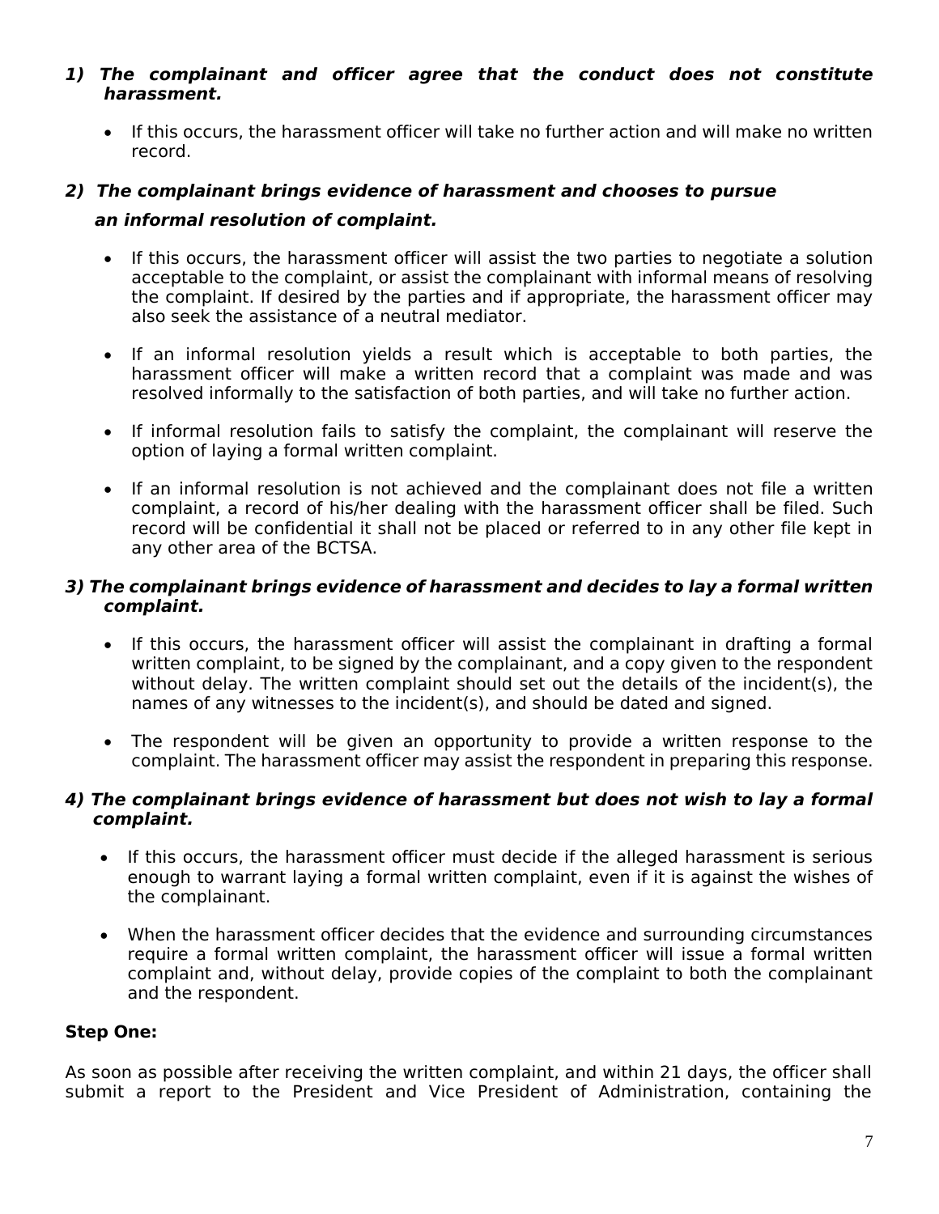***1) The complainant and officer agree that the conduct does not constitute harassment.***

- If this occurs, the harassment officer will take no further action and will make no written record.

***2) The complainant brings evidence of harassment and chooses to pursue an informal resolution of complaint.***

- If this occurs, the harassment officer will assist the two parties to negotiate a solution acceptable to the complaint, or assist the complainant with informal means of resolving the complaint. If desired by the parties and if appropriate, the harassment officer may also seek the assistance of a neutral mediator.

- If an informal resolution yields a result which is acceptable to both parties, the harassment officer will make a written record that a complaint was made and was resolved informally to the satisfaction of both parties, and will take no further action.

- If informal resolution fails to satisfy the complaint, the complainant will reserve the option of laying a formal written complaint.

- If an informal resolution is not achieved and the complainant does not file a written complaint, a record of his/her dealing with the harassment officer shall be filed. Such record will be confidential it shall not be placed or referred to in any other file kept in any other area of the BCTSA.

***3) The complainant brings evidence of harassment and decides to lay a formal written complaint.***

- If this occurs, the harassment officer will assist the complainant in drafting a formal written complaint, to be signed by the complainant, and a copy given to the respondent without delay. The written complaint should set out the details of the incident(s), the names of any witnesses to the incident(s), and should be dated and signed.

- The respondent will be given an opportunity to provide a written response to the complaint. The harassment officer may assist the respondent in preparing this response.

***4) The complainant brings evidence of harassment but does not wish to lay a formal complaint.***

- If this occurs, the harassment officer must decide if the alleged harassment is serious enough to warrant laying a formal written complaint, even if it is against the wishes of the complainant.

- When the harassment officer decides that the evidence and surrounding circumstances require a formal written complaint, the harassment officer will issue a formal written complaint and, without delay, provide copies of the complaint to both the complainant and the respondent.

**Step One:**

As soon as possible after receiving the written complaint, and within 21 days, the officer shall submit a report to the President and Vice President of Administration, containing the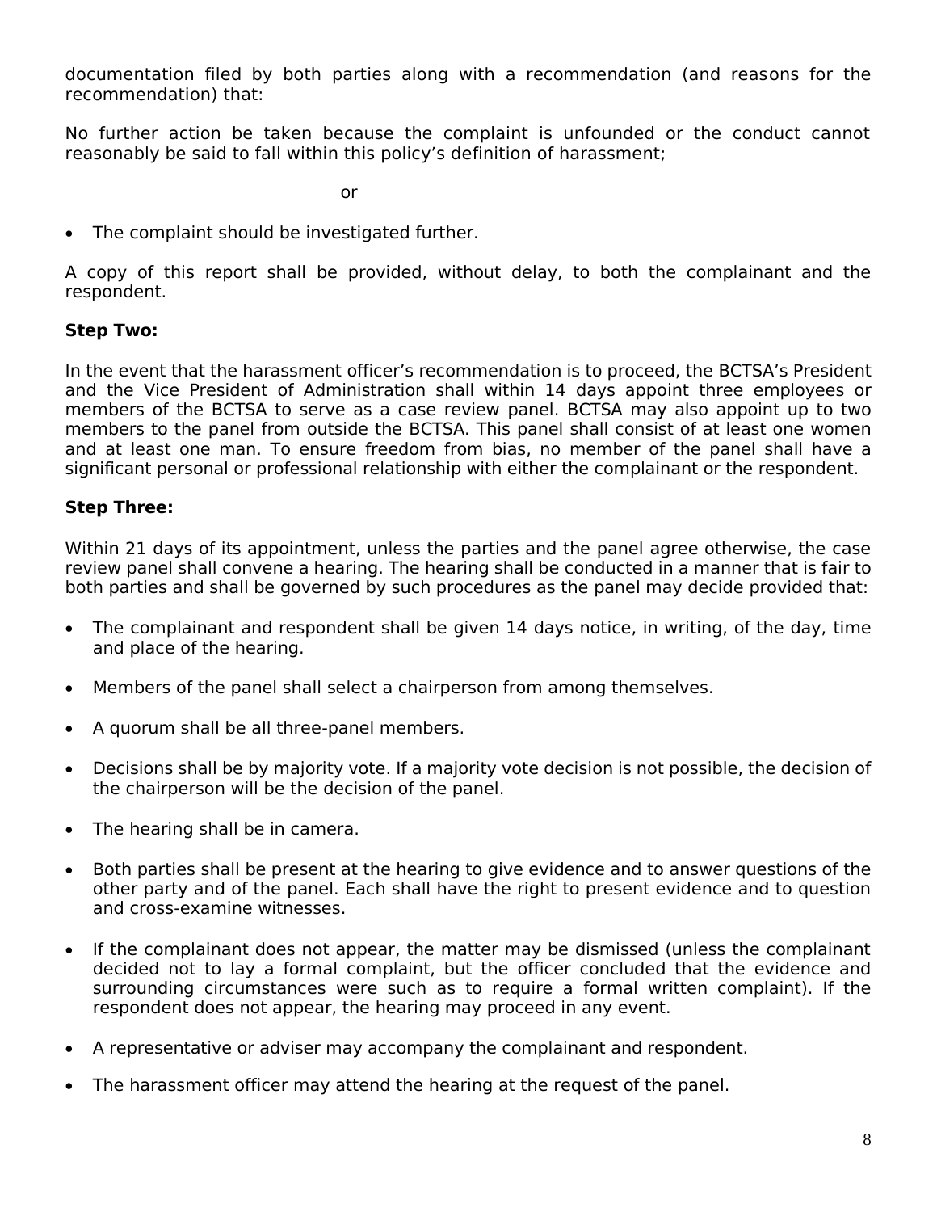documentation filed by both parties along with a recommendation (and reasons for the recommendation) that:

No further action be taken because the complaint is unfounded or the conduct cannot reasonably be said to fall within this policy’s definition of harassment;

or

- The complaint should be investigated further.

A copy of this report shall be provided, without delay, to both the complainant and the respondent.

**Step Two:**

In the event that the harassment officer’s recommendation is to proceed, the BCTSA’s President and the Vice President of Administration shall within 14 days appoint three employees or members of the BCTSA to serve as a case review panel. BCTSA may also appoint up to two members to the panel from outside the BCTSA. This panel shall consist of at least one women and at least one man. To ensure freedom from bias, no member of the panel shall have a significant personal or professional relationship with either the complainant or the respondent.

**Step Three:**

Within 21 days of its appointment, unless the parties and the panel agree otherwise, the case review panel shall convene a hearing. The hearing shall be conducted in a manner that is fair to both parties and shall be governed by such procedures as the panel may decide provided that:

- The complainant and respondent shall be given 14 days notice, in writing, of the day, time and place of the hearing.
- Members of the panel shall select a chairperson from among themselves.
- A quorum shall be all three-panel members.
- Decisions shall be by majority vote. If a majority vote decision is not possible, the decision of the chairperson will be the decision of the panel.
- The hearing shall be in camera.
- Both parties shall be present at the hearing to give evidence and to answer questions of the other party and of the panel. Each shall have the right to present evidence and to question and cross-examine witnesses.
- If the complainant does not appear, the matter may be dismissed (unless the complainant decided not to lay a formal complaint, but the officer concluded that the evidence and surrounding circumstances were such as to require a formal written complaint). If the respondent does not appear, the hearing may proceed in any event.
- A representative or adviser may accompany the complainant and respondent.
- The harassment officer may attend the hearing at the request of the panel.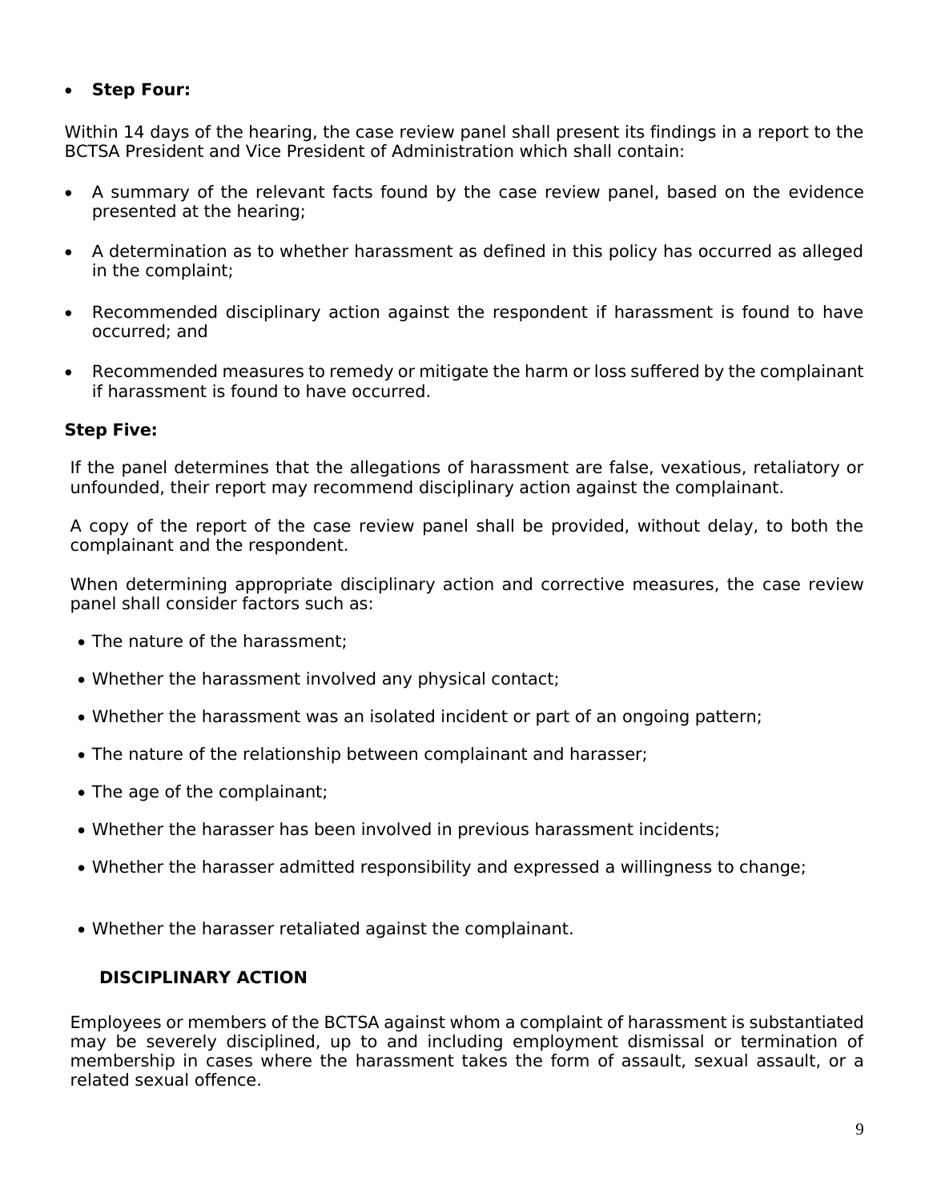- **Step Four:**

Within 14 days of the hearing, the case review panel shall present its findings in a report to the BCTSA President and Vice President of Administration which shall contain:

- A summary of the relevant facts found by the case review panel, based on the evidence presented at the hearing;
- A determination as to whether harassment as defined in this policy has occurred as alleged in the complaint;
- Recommended disciplinary action against the respondent if harassment is found to have occurred; and
- Recommended measures to remedy or mitigate the harm or loss suffered by the complainant if harassment is found to have occurred.

**Step Five:**

If the panel determines that the allegations of harassment are false, vexatious, retaliatory or unfounded, their report may recommend disciplinary action against the complainant.

A copy of the report of the case review panel shall be provided, without delay, to both the complainant and the respondent.

When determining appropriate disciplinary action and corrective measures, the case review panel shall consider factors such as:

- The nature of the harassment;
- Whether the harassment involved any physical contact;
- Whether the harassment was an isolated incident or part of an ongoing pattern;
- The nature of the relationship between complainant and harasser;
- The age of the complainant;
- Whether the harasser has been involved in previous harassment incidents;
- Whether the harasser admitted responsibility and expressed a willingness to change;
- Whether the harasser retaliated against the complainant.

**DISCIPLINARY ACTION**

Employees or members of the BCTSA against whom a complaint of harassment is substantiated may be severely disciplined, up to and including employment dismissal or termination of membership in cases where the harassment takes the form of assault, sexual assault, or a related sexual offence.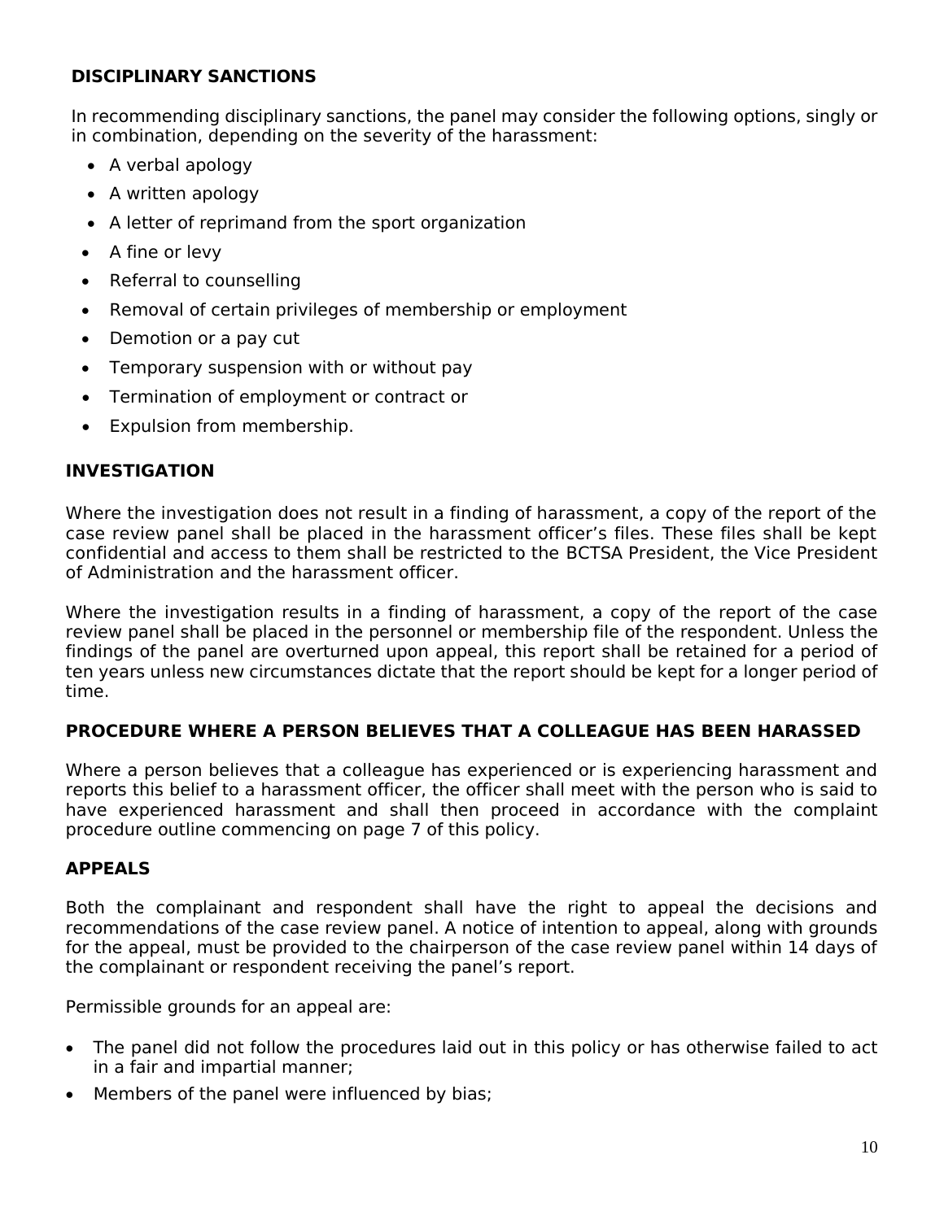## DISCIPLINARY SANCTIONS

In recommending disciplinary sanctions, the panel may consider the following options, singly or in combination, depending on the severity of the harassment:

- A verbal apology
- A written apology
- A letter of reprimand from the sport organization
- A fine or levy
- Referral to counselling
- Removal of certain privileges of membership or employment
- Demotion or a pay cut
- Temporary suspension with or without pay
- Termination of employment or contract or
- Expulsion from membership.

## INVESTIGATION

Where the investigation does not result in a finding of harassment, a copy of the report of the case review panel shall be placed in the harassment officer's files. These files shall be kept confidential and access to them shall be restricted to the BCTSA President, the Vice President of Administration and the harassment officer.

Where the investigation results in a finding of harassment, a copy of the report of the case review panel shall be placed in the personnel or membership file of the respondent. Unless the findings of the panel are overturned upon appeal, this report shall be retained for a period of ten years unless new circumstances dictate that the report should be kept for a longer period of time.

## PROCEDURE WHERE A PERSON BELIEVES THAT A COLLEAGUE HAS BEEN HARASSED

Where a person believes that a colleague has experienced or is experiencing harassment and reports this belief to a harassment officer, the officer shall meet with the person who is said to have experienced harassment and shall then proceed in accordance with the complaint procedure outline commencing on page 7 of this policy.

## APPEALS

Both the complainant and respondent shall have the right to appeal the decisions and recommendations of the case review panel. A notice of intention to appeal, along with grounds for the appeal, must be provided to the chairperson of the case review panel within 14 days of the complainant or respondent receiving the panel's report.

Permissible grounds for an appeal are:

- The panel did not follow the procedures laid out in this policy or has otherwise failed to act in a fair and impartial manner;
- Members of the panel were influenced by bias;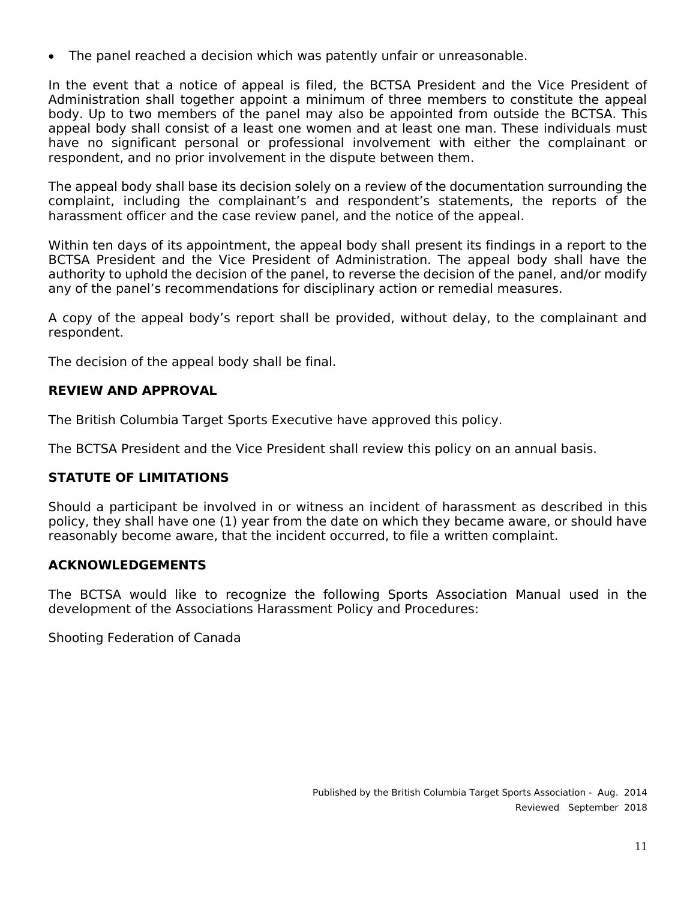- The panel reached a decision which was patently unfair or unreasonable.

In the event that a notice of appeal is filed, the BCTSA President and the Vice President of Administration shall together appoint a minimum of three members to constitute the appeal body. Up to two members of the panel may also be appointed from outside the BCTSA. This appeal body shall consist of a least one women and at least one man. These individuals must have no significant personal or professional involvement with either the complainant or respondent, and no prior involvement in the dispute between them.

The appeal body shall base its decision solely on a review of the documentation surrounding the complaint, including the complainant's and respondent's statements, the reports of the harassment officer and the case review panel, and the notice of the appeal.

Within ten days of its appointment, the appeal body shall present its findings in a report to the BCTSA President and the Vice President of Administration. The appeal body shall have the authority to uphold the decision of the panel, to reverse the decision of the panel, and/or modify any of the panel's recommendations for disciplinary action or remedial measures.

A copy of the appeal body's report shall be provided, without delay, to the complainant and respondent.

The decision of the appeal body shall be final.

**REVIEW AND APPROVAL**

The British Columbia Target Sports Executive have approved this policy.

The BCTSA President and the Vice President shall review this policy on an annual basis.

**STATUTE OF LIMITATIONS**

Should a participant be involved in or witness an incident of harassment as described in this policy, they shall have one (1) year from the date on which they became aware, or should have reasonably become aware, that the incident occurred, to file a written complaint.

**ACKNOWLEDGEMENTS**

The BCTSA would like to recognize the following Sports Association Manual used in the development of the Associations Harassment Policy and Procedures:

Shooting Federation of Canada

Published by the British Columbia Target Sports Association - Aug. 2014
Reviewed September 2018